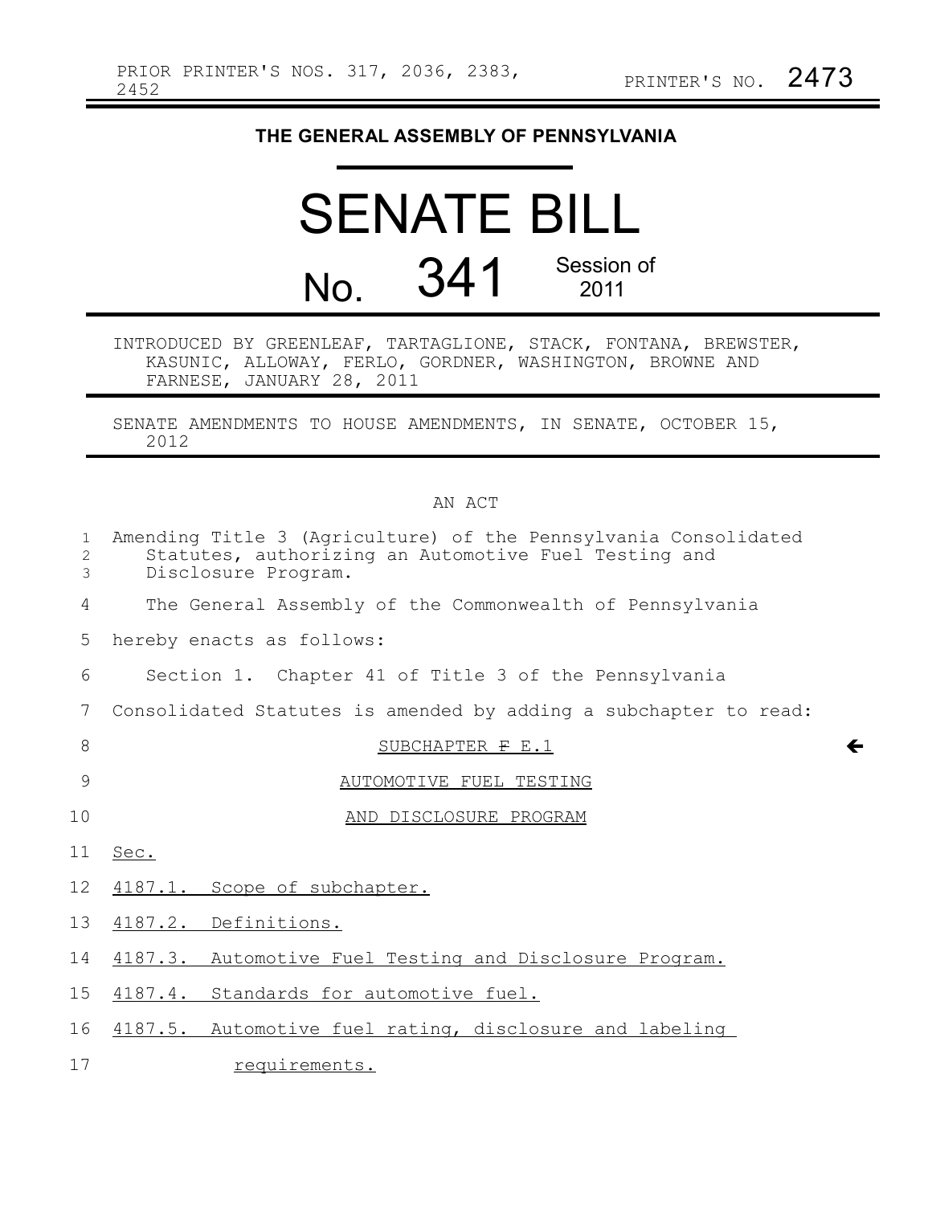PRIOR PRINTER'S NOS. 317, 2036, 2383, 2452 PRINTER'S NO. 2473

# THE GENERAL ASSEMBLY OF PENNSYLVANIA

# SENATE BILL

## No. 341 Session of 2011

INTRODUCED BY GREENLEAF, TARTAGLIONE, STACK, FONTANA, BREWSTER, KASUNIC, ALLOWAY, FERLO, GORDNER, WASHINGTON, BROWNE AND FARNESE, JANUARY 28, 2011

SENATE AMENDMENTS TO HOUSE AMENDMENTS, IN SENATE, OCTOBER 15, 2012

AN ACT

Amending Title 3 (Agriculture) of the Pennsylvania Consolidated Statutes, authorizing an Automotive Fuel Testing and Disclosure Program.

The General Assembly of the Commonwealth of Pennsylvania hereby enacts as follows:

Section 1. Chapter 41 of Title 3 of the Pennsylvania Consolidated Statutes is amended by adding a subchapter to read:

SUBCHAPTER ~~F~~ E.1

AUTOMOTIVE FUEL TESTING

AND DISCLOSURE PROGRAM

Sec.

4187.1. Scope of subchapter.

4187.2. Definitions.

4187.3. Automotive Fuel Testing and Disclosure Program.

4187.4. Standards for automotive fuel.

4187.5. Automotive fuel rating, disclosure and labeling requirements.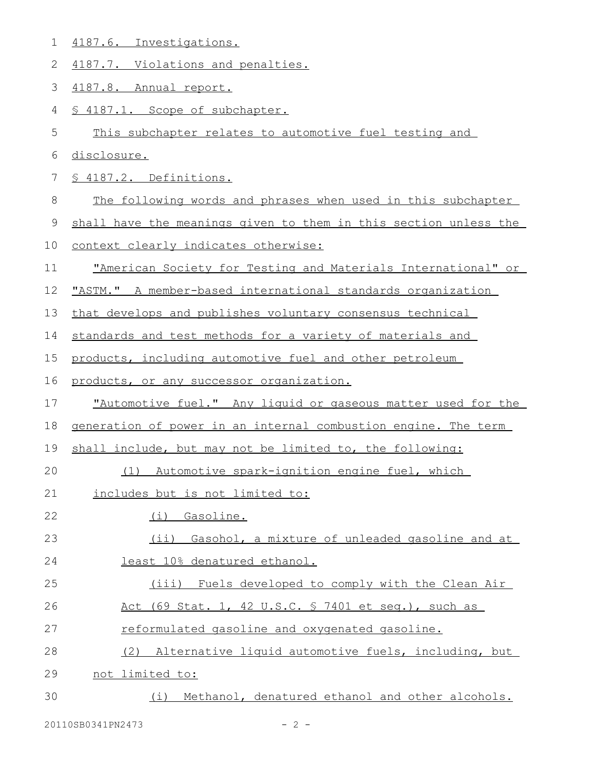4187.6. Investigations.

4187.7. Violations and penalties.

4187.8. Annual report.

§ 4187.1. Scope of subchapter.

This subchapter relates to automotive fuel testing and disclosure.

§ 4187.2. Definitions.

The following words and phrases when used in this subchapter shall have the meanings given to them in this section unless the context clearly indicates otherwise:

"American Society for Testing and Materials International" or "ASTM." A member-based international standards organization that develops and publishes voluntary consensus technical standards and test methods for a variety of materials and products, including automotive fuel and other petroleum products, or any successor organization.

"Automotive fuel." Any liquid or gaseous matter used for the generation of power in an internal combustion engine. The term shall include, but may not be limited to, the following:

(1) Automotive spark-ignition engine fuel, which includes but is not limited to:

(i) Gasoline.

(ii) Gasohol, a mixture of unleaded gasoline and at least 10% denatured ethanol.

(iii) Fuels developed to comply with the Clean Air Act (69 Stat. 1, 42 U.S.C. § 7401 et seq.), such as reformulated gasoline and oxygenated gasoline.

(2) Alternative liquid automotive fuels, including, but not limited to:

(i) Methanol, denatured ethanol and other alcohols.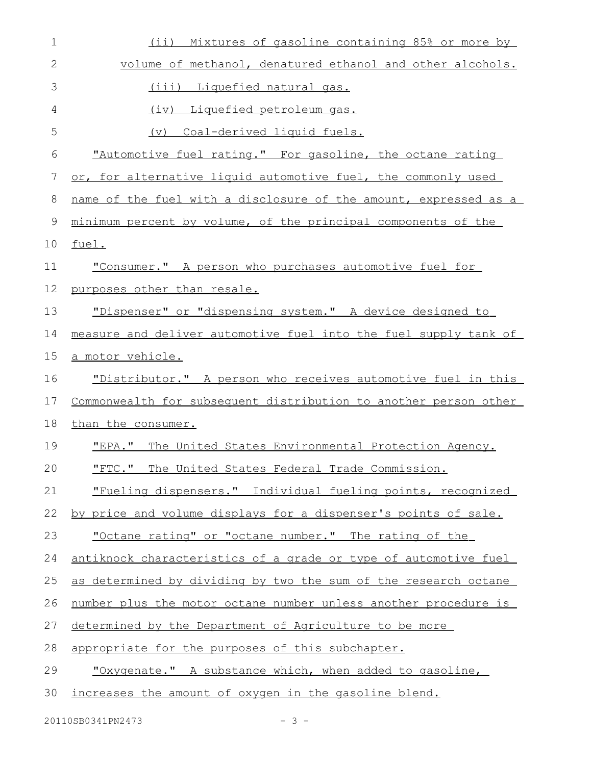(ii) Mixtures of gasoline containing 85% or more by volume of methanol, denatured ethanol and other alcohols.

(iii) Liquefied natural gas.

(iv) Liquefied petroleum gas.

(v) Coal-derived liquid fuels.

"Automotive fuel rating." For gasoline, the octane rating or, for alternative liquid automotive fuel, the commonly used name of the fuel with a disclosure of the amount, expressed as a minimum percent by volume, of the principal components of the fuel.

"Consumer." A person who purchases automotive fuel for purposes other than resale.

"Dispenser" or "dispensing system." A device designed to measure and deliver automotive fuel into the fuel supply tank of a motor vehicle.

"Distributor." A person who receives automotive fuel in this Commonwealth for subsequent distribution to another person other than the consumer.

"EPA." The United States Environmental Protection Agency.

"FTC." The United States Federal Trade Commission.

"Fueling dispensers." Individual fueling points, recognized by price and volume displays for a dispenser's points of sale.

"Octane rating" or "octane number." The rating of the antiknock characteristics of a grade or type of automotive fuel as determined by dividing by two the sum of the research octane number plus the motor octane number unless another procedure is determined by the Department of Agriculture to be more appropriate for the purposes of this subchapter.

"Oxygenate." A substance which, when added to gasoline, increases the amount of oxygen in the gasoline blend.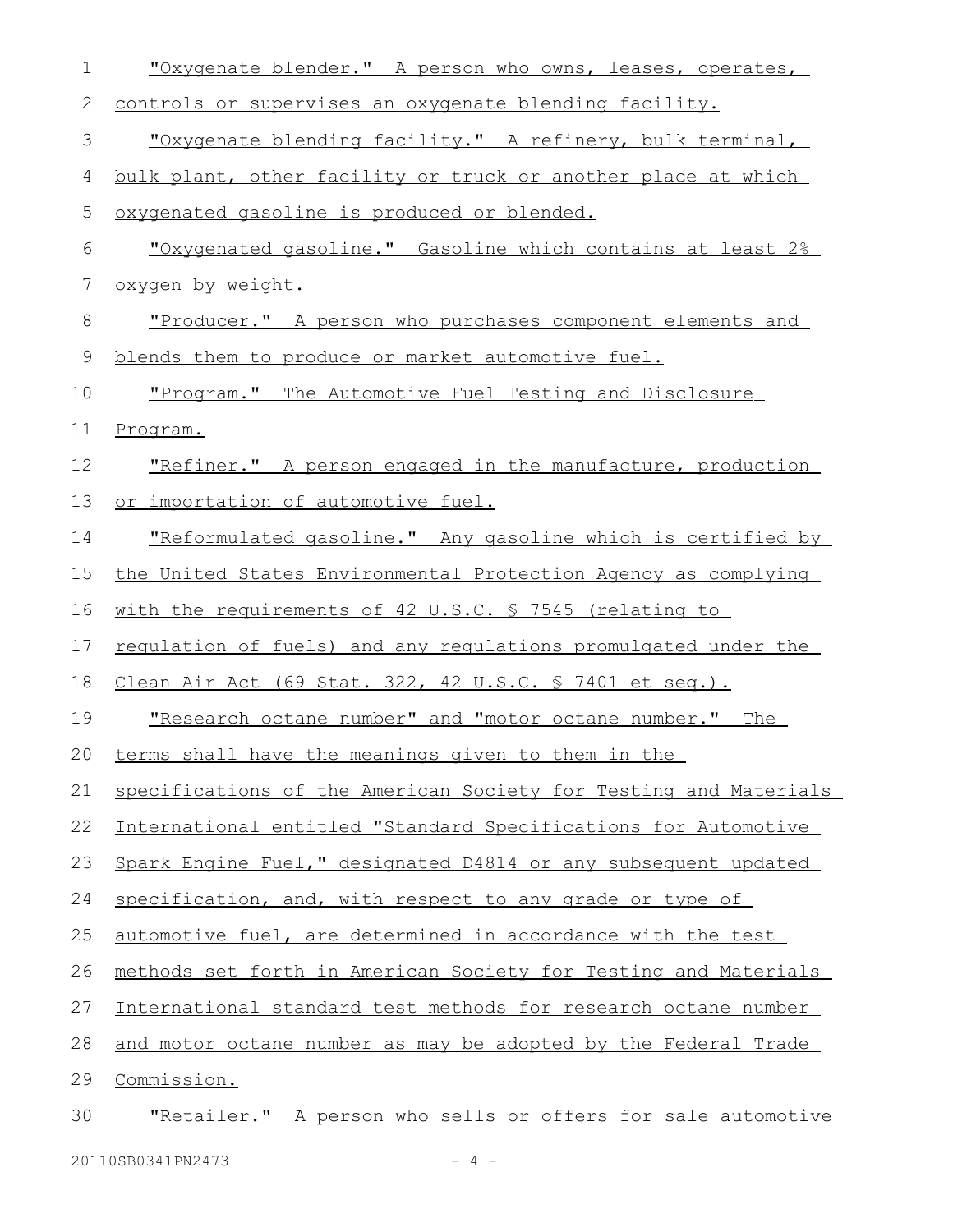"Oxygenate blender." A person who owns, leases, operates, controls or supervises an oxygenate blending facility.

"Oxygenate blending facility." A refinery, bulk terminal, bulk plant, other facility or truck or another place at which oxygenated gasoline is produced or blended.

"Oxygenated gasoline." Gasoline which contains at least 2% oxygen by weight.

"Producer." A person who purchases component elements and blends them to produce or market automotive fuel.

"Program." The Automotive Fuel Testing and Disclosure Program.

"Refiner." A person engaged in the manufacture, production or importation of automotive fuel.

"Reformulated gasoline." Any gasoline which is certified by the United States Environmental Protection Agency as complying with the requirements of 42 U.S.C. § 7545 (relating to regulation of fuels) and any regulations promulgated under the Clean Air Act (69 Stat. 322, 42 U.S.C. § 7401 et seq.).

"Research octane number" and "motor octane number." The terms shall have the meanings given to them in the specifications of the American Society for Testing and Materials International entitled "Standard Specifications for Automotive Spark Engine Fuel," designated D4814 or any subsequent updated specification, and, with respect to any grade or type of automotive fuel, are determined in accordance with the test methods set forth in American Society for Testing and Materials International standard test methods for research octane number and motor octane number as may be adopted by the Federal Trade Commission.

"Retailer." A person who sells or offers for sale automotive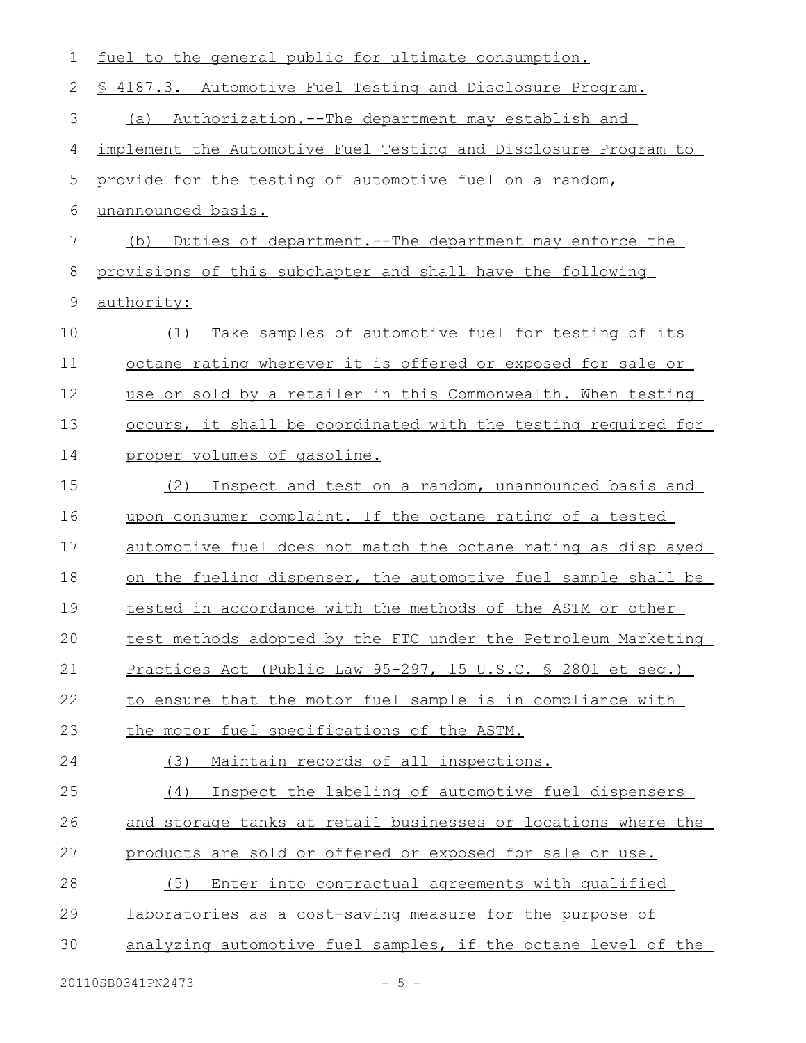fuel to the general public for ultimate consumption.

§ 4187.3. Automotive Fuel Testing and Disclosure Program.

(a) Authorization.--The department may establish and implement the Automotive Fuel Testing and Disclosure Program to provide for the testing of automotive fuel on a random, unannounced basis.

(b) Duties of department.--The department may enforce the provisions of this subchapter and shall have the following authority:

(1) Take samples of automotive fuel for testing of its octane rating wherever it is offered or exposed for sale or use or sold by a retailer in this Commonwealth. When testing occurs, it shall be coordinated with the testing required for proper volumes of gasoline.

(2) Inspect and test on a random, unannounced basis and upon consumer complaint. If the octane rating of a tested automotive fuel does not match the octane rating as displayed on the fueling dispenser, the automotive fuel sample shall be tested in accordance with the methods of the ASTM or other test methods adopted by the FTC under the Petroleum Marketing Practices Act (Public Law 95-297, 15 U.S.C. § 2801 et seq.) to ensure that the motor fuel sample is in compliance with the motor fuel specifications of the ASTM.

(3) Maintain records of all inspections.

(4) Inspect the labeling of automotive fuel dispensers and storage tanks at retail businesses or locations where the products are sold or offered or exposed for sale or use.

(5) Enter into contractual agreements with qualified laboratories as a cost-saving measure for the purpose of analyzing automotive fuel samples, if the octane level of the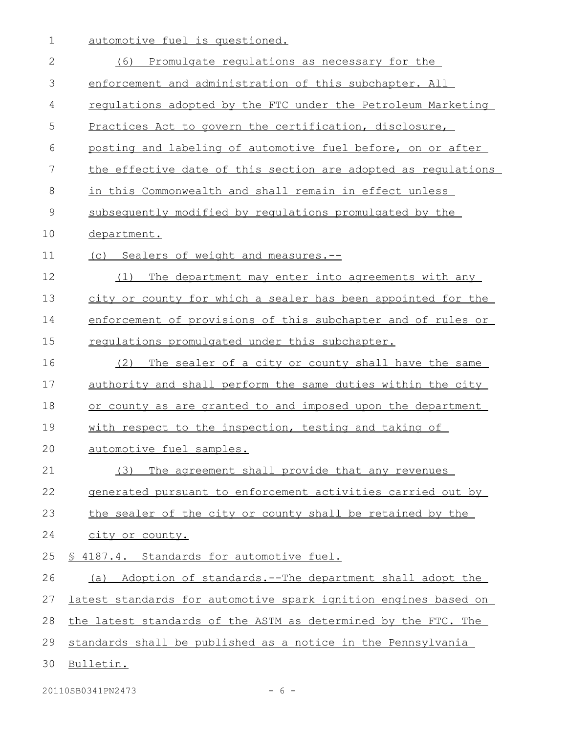automotive fuel is questioned.

(6) Promulgate regulations as necessary for the enforcement and administration of this subchapter. All regulations adopted by the FTC under the Petroleum Marketing Practices Act to govern the certification, disclosure, posting and labeling of automotive fuel before, on or after the effective date of this section are adopted as regulations in this Commonwealth and shall remain in effect unless subsequently modified by regulations promulgated by the department.

(c) Sealers of weight and measures.--

(1) The department may enter into agreements with any city or county for which a sealer has been appointed for the enforcement of provisions of this subchapter and of rules or regulations promulgated under this subchapter.

(2) The sealer of a city or county shall have the same authority and shall perform the same duties within the city or county as are granted to and imposed upon the department with respect to the inspection, testing and taking of automotive fuel samples.

(3) The agreement shall provide that any revenues generated pursuant to enforcement activities carried out by the sealer of the city or county shall be retained by the city or county.

§ 4187.4. Standards for automotive fuel.

(a) Adoption of standards.--The department shall adopt the latest standards for automotive spark ignition engines based on the latest standards of the ASTM as determined by the FTC. The standards shall be published as a notice in the Pennsylvania Bulletin.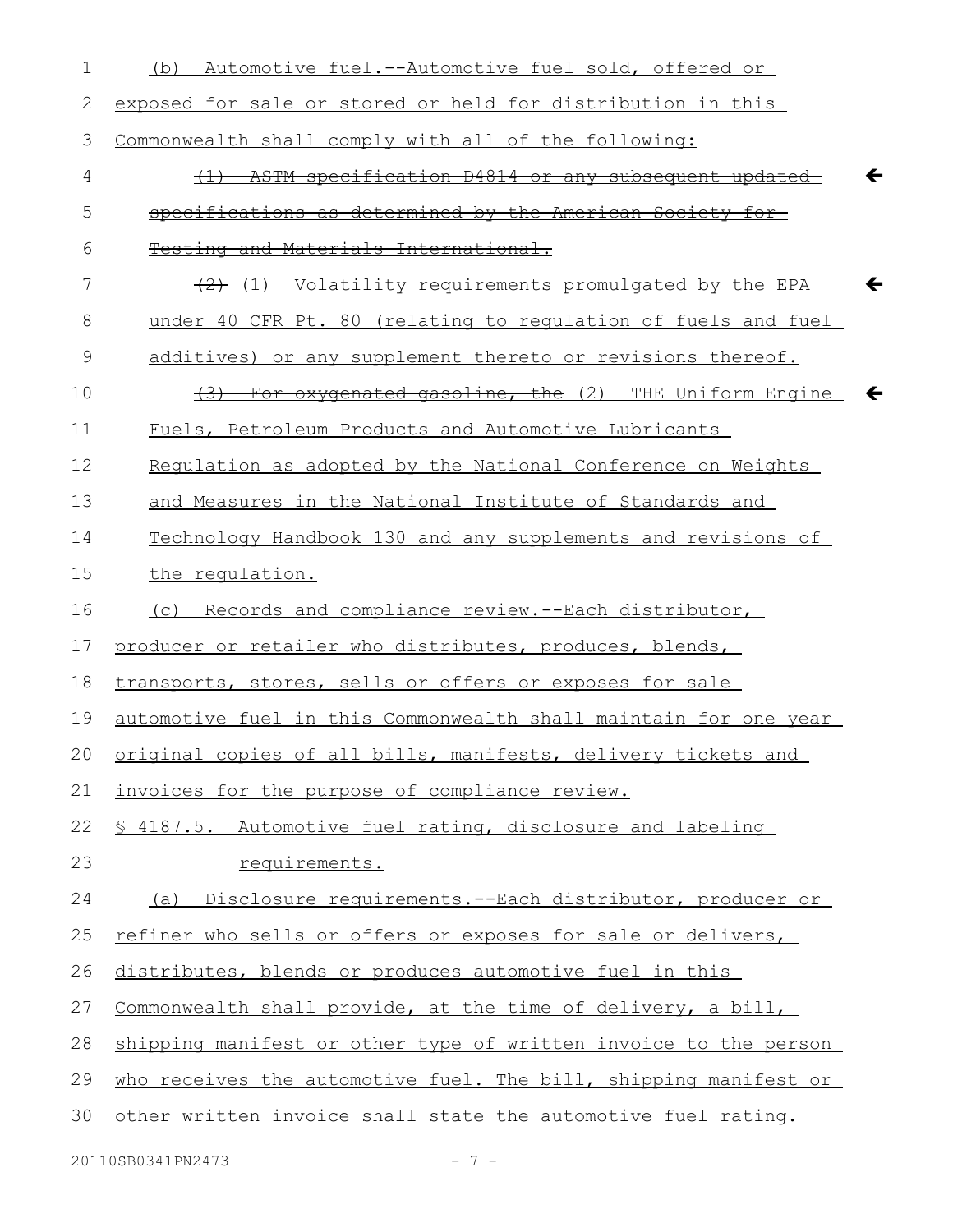(b) Automotive fuel.--Automotive fuel sold, offered or exposed for sale or stored or held for distribution in this Commonwealth shall comply with all of the following:

~~(1) ASTM specification D4814 or any subsequent updated specifications as determined by the American Society for Testing and Materials International.~~

~~(2)~~ (1) Volatility requirements promulgated by the EPA under 40 CFR Pt. 80 (relating to regulation of fuels and fuel additives) or any supplement thereto or revisions thereof.

~~(3) For oxygenated gasoline, the~~ (2) THE Uniform Engine Fuels, Petroleum Products and Automotive Lubricants Regulation as adopted by the National Conference on Weights and Measures in the National Institute of Standards and Technology Handbook 130 and any supplements and revisions of the regulation.

(c) Records and compliance review.--Each distributor, producer or retailer who distributes, produces, blends, transports, stores, sells or offers or exposes for sale automotive fuel in this Commonwealth shall maintain for one year original copies of all bills, manifests, delivery tickets and invoices for the purpose of compliance review.

§ 4187.5. Automotive fuel rating, disclosure and labeling requirements.

(a) Disclosure requirements.--Each distributor, producer or refiner who sells or offers or exposes for sale or delivers, distributes, blends or produces automotive fuel in this Commonwealth shall provide, at the time of delivery, a bill, shipping manifest or other type of written invoice to the person who receives the automotive fuel. The bill, shipping manifest or other written invoice shall state the automotive fuel rating.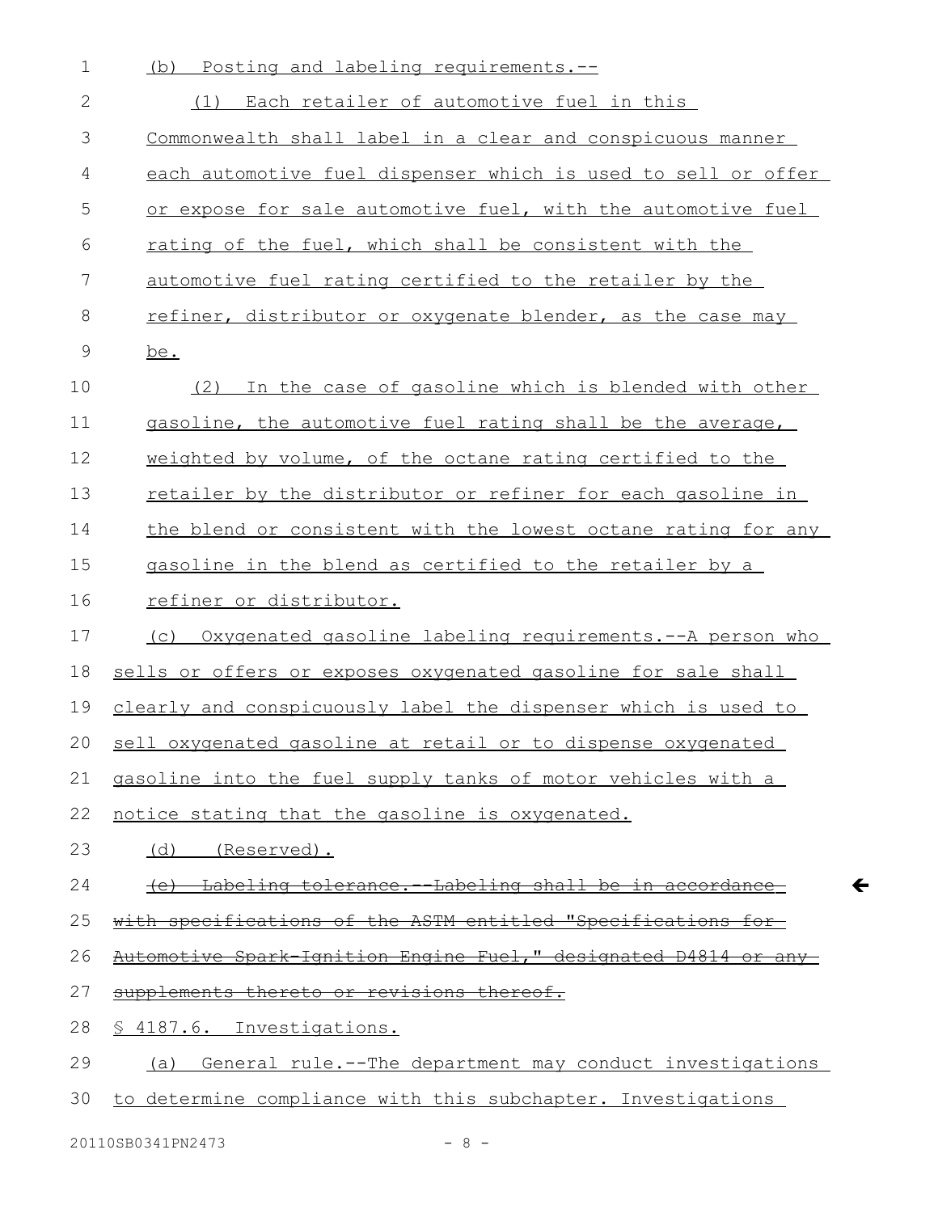(b) Posting and labeling requirements.--

(1) Each retailer of automotive fuel in this Commonwealth shall label in a clear and conspicuous manner each automotive fuel dispenser which is used to sell or offer or expose for sale automotive fuel, with the automotive fuel rating of the fuel, which shall be consistent with the automotive fuel rating certified to the retailer by the refiner, distributor or oxygenate blender, as the case may be.

(2) In the case of gasoline which is blended with other gasoline, the automotive fuel rating shall be the average, weighted by volume, of the octane rating certified to the retailer by the distributor or refiner for each gasoline in the blend or consistent with the lowest octane rating for any gasoline in the blend as certified to the retailer by a refiner or distributor.

(c) Oxygenated gasoline labeling requirements.--A person who sells or offers or exposes oxygenated gasoline for sale shall clearly and conspicuously label the dispenser which is used to sell oxygenated gasoline at retail or to dispense oxygenated gasoline into the fuel supply tanks of motor vehicles with a notice stating that the gasoline is oxygenated.

(d) (Reserved).

~~(e) Labeling tolerance.--Labeling shall be in accordance with specifications of the ASTM entitled "Specifications for Automotive Spark-Ignition Engine Fuel," designated D4814 or any supplements thereto or revisions thereof.~~

§ 4187.6. Investigations.

(a) General rule.--The department may conduct investigations to determine compliance with this subchapter. Investigations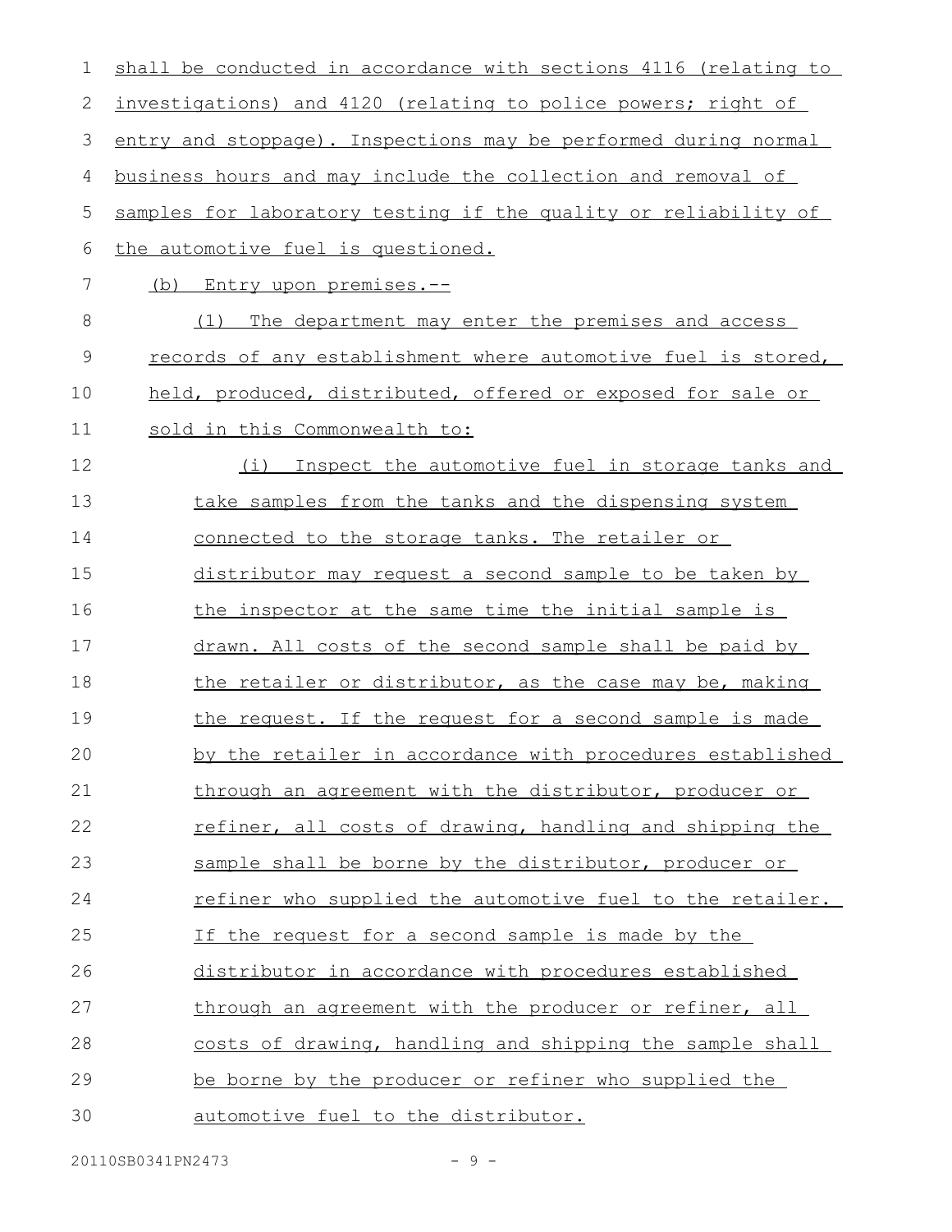shall be conducted in accordance with sections 4116 (relating to investigations) and 4120 (relating to police powers; right of entry and stoppage). Inspections may be performed during normal business hours and may include the collection and removal of samples for laboratory testing if the quality or reliability of the automotive fuel is questioned.

(b) Entry upon premises.--

(1) The department may enter the premises and access records of any establishment where automotive fuel is stored, held, produced, distributed, offered or exposed for sale or sold in this Commonwealth to:

(i) Inspect the automotive fuel in storage tanks and take samples from the tanks and the dispensing system connected to the storage tanks. The retailer or distributor may request a second sample to be taken by the inspector at the same time the initial sample is drawn. All costs of the second sample shall be paid by the retailer or distributor, as the case may be, making the request. If the request for a second sample is made by the retailer in accordance with procedures established through an agreement with the distributor, producer or refiner, all costs of drawing, handling and shipping the sample shall be borne by the distributor, producer or refiner who supplied the automotive fuel to the retailer. If the request for a second sample is made by the distributor in accordance with procedures established through an agreement with the producer or refiner, all costs of drawing, handling and shipping the sample shall be borne by the producer or refiner who supplied the automotive fuel to the distributor.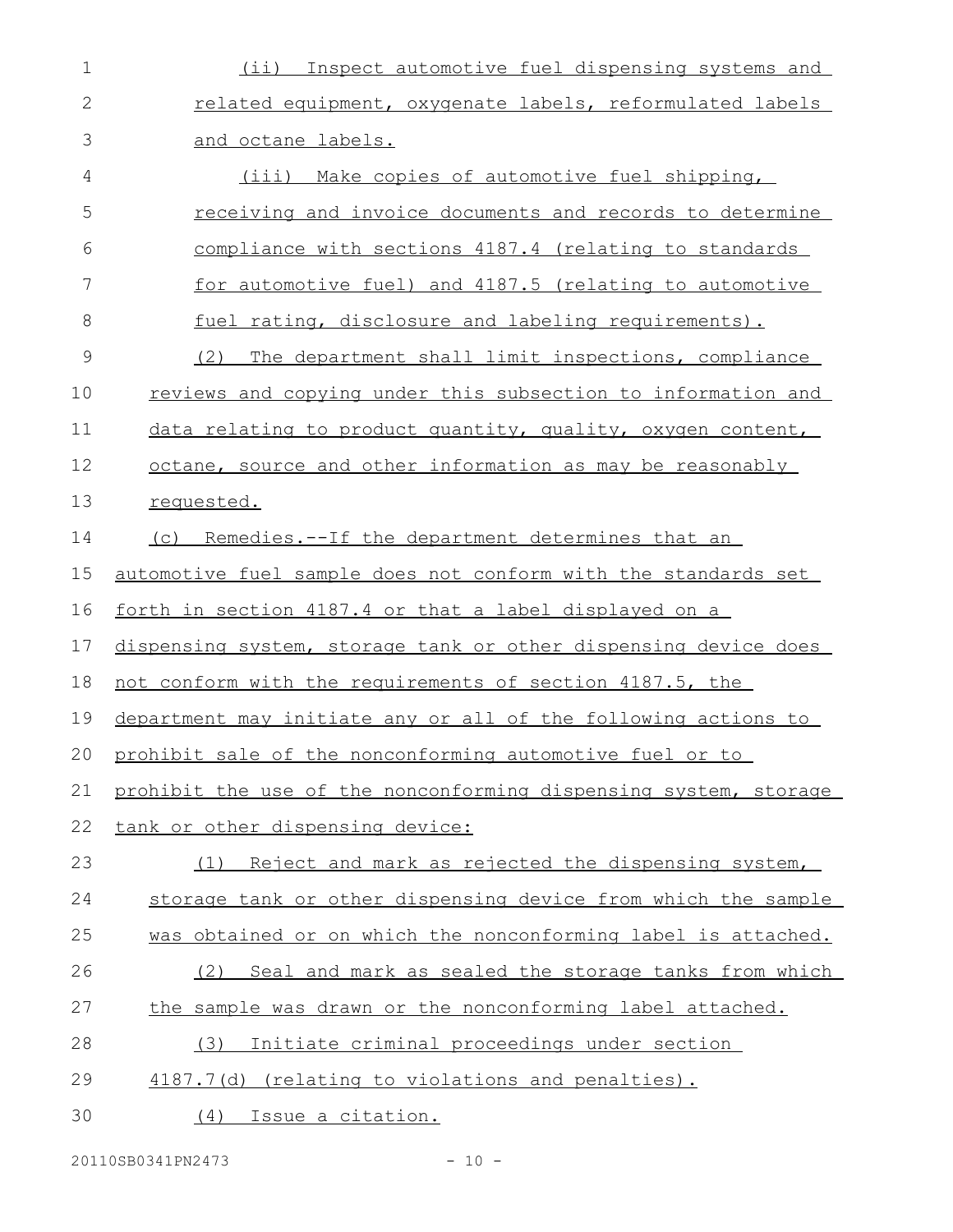(ii) Inspect automotive fuel dispensing systems and related equipment, oxygenate labels, reformulated labels and octane labels.

(iii) Make copies of automotive fuel shipping, receiving and invoice documents and records to determine compliance with sections 4187.4 (relating to standards for automotive fuel) and 4187.5 (relating to automotive fuel rating, disclosure and labeling requirements).

(2) The department shall limit inspections, compliance reviews and copying under this subsection to information and data relating to product quantity, quality, oxygen content, octane, source and other information as may be reasonably requested.

(c) Remedies.--If the department determines that an automotive fuel sample does not conform with the standards set forth in section 4187.4 or that a label displayed on a dispensing system, storage tank or other dispensing device does not conform with the requirements of section 4187.5, the department may initiate any or all of the following actions to prohibit sale of the nonconforming automotive fuel or to prohibit the use of the nonconforming dispensing system, storage tank or other dispensing device:

(1) Reject and mark as rejected the dispensing system, storage tank or other dispensing device from which the sample was obtained or on which the nonconforming label is attached.

(2) Seal and mark as sealed the storage tanks from which the sample was drawn or the nonconforming label attached.

(3) Initiate criminal proceedings under section 4187.7(d) (relating to violations and penalties).

(4) Issue a citation.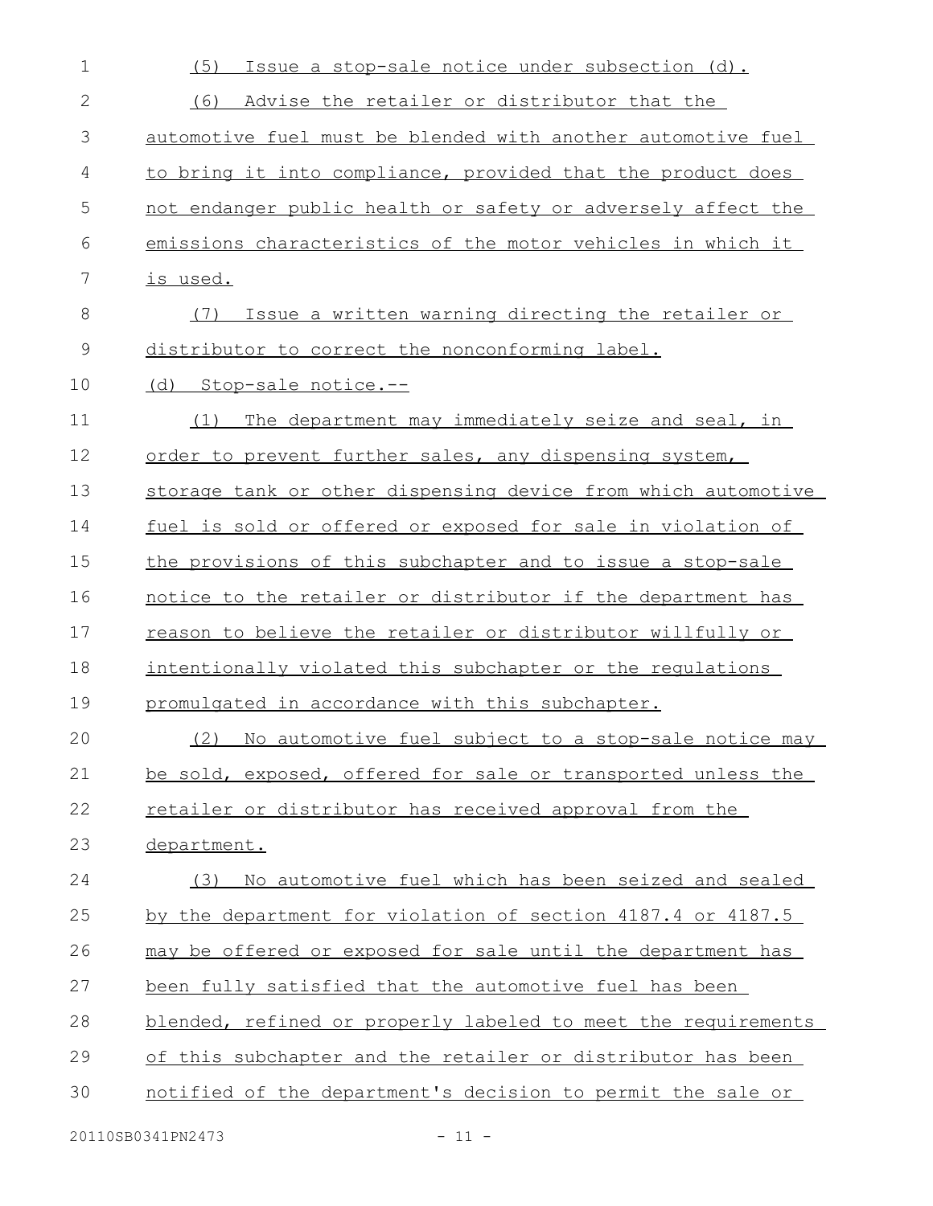(5) Issue a stop-sale notice under subsection (d).

(6) Advise the retailer or distributor that the automotive fuel must be blended with another automotive fuel to bring it into compliance, provided that the product does not endanger public health or safety or adversely affect the emissions characteristics of the motor vehicles in which it is used.

(7) Issue a written warning directing the retailer or distributor to correct the nonconforming label.

(d) Stop-sale notice.--

(1) The department may immediately seize and seal, in order to prevent further sales, any dispensing system, storage tank or other dispensing device from which automotive fuel is sold or offered or exposed for sale in violation of the provisions of this subchapter and to issue a stop-sale notice to the retailer or distributor if the department has reason to believe the retailer or distributor willfully or intentionally violated this subchapter or the regulations promulgated in accordance with this subchapter.

(2) No automotive fuel subject to a stop-sale notice may be sold, exposed, offered for sale or transported unless the retailer or distributor has received approval from the department.

(3) No automotive fuel which has been seized and sealed by the department for violation of section 4187.4 or 4187.5 may be offered or exposed for sale until the department has been fully satisfied that the automotive fuel has been blended, refined or properly labeled to meet the requirements of this subchapter and the retailer or distributor has been notified of the department's decision to permit the sale or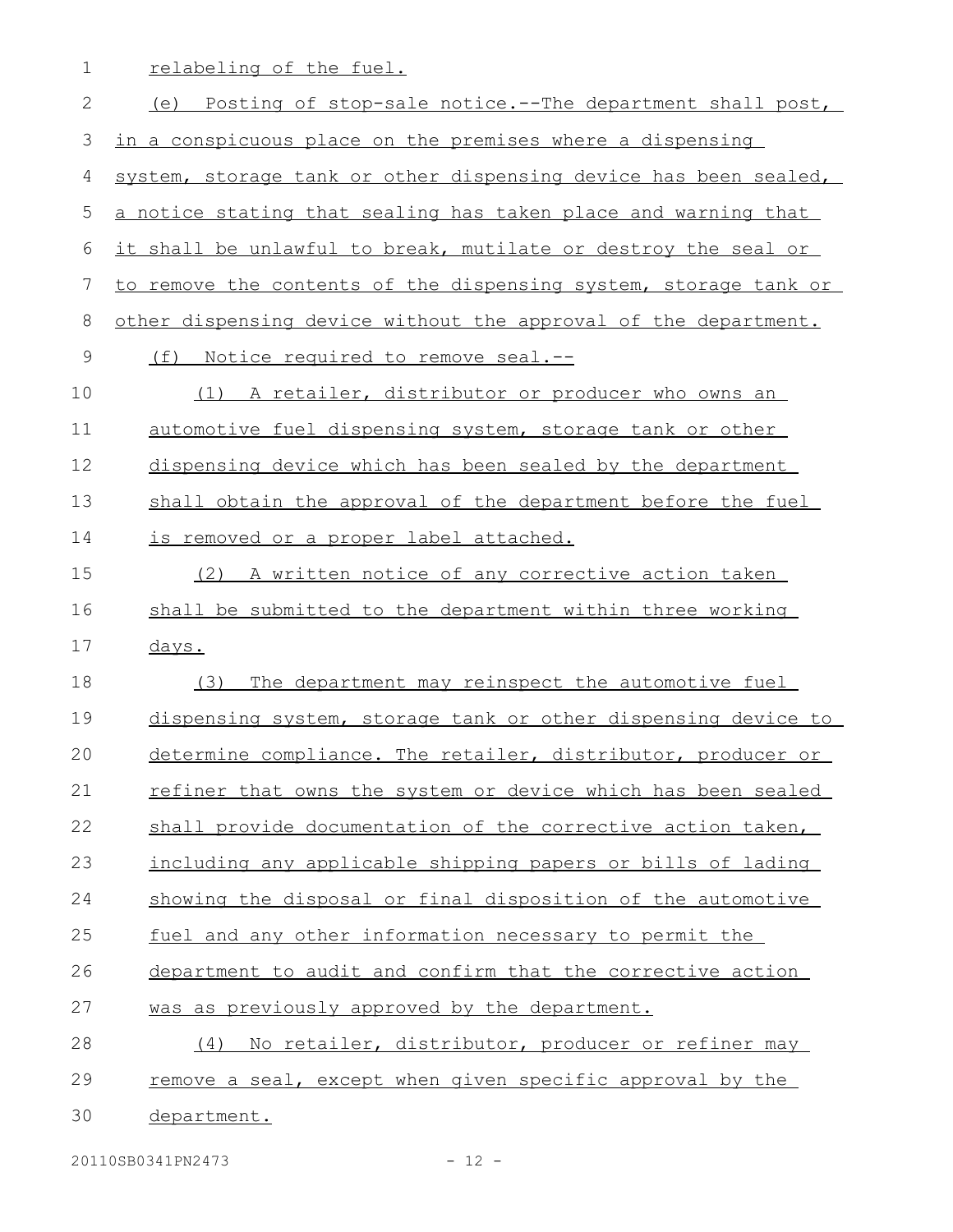relabeling of the fuel.

(e) Posting of stop-sale notice.--The department shall post, in a conspicuous place on the premises where a dispensing system, storage tank or other dispensing device has been sealed, a notice stating that sealing has taken place and warning that it shall be unlawful to break, mutilate or destroy the seal or to remove the contents of the dispensing system, storage tank or other dispensing device without the approval of the department.

(f) Notice required to remove seal.--

(1) A retailer, distributor or producer who owns an automotive fuel dispensing system, storage tank or other dispensing device which has been sealed by the department shall obtain the approval of the department before the fuel is removed or a proper label attached.

(2) A written notice of any corrective action taken shall be submitted to the department within three working days.

(3) The department may reinspect the automotive fuel dispensing system, storage tank or other dispensing device to determine compliance. The retailer, distributor, producer or refiner that owns the system or device which has been sealed shall provide documentation of the corrective action taken, including any applicable shipping papers or bills of lading showing the disposal or final disposition of the automotive fuel and any other information necessary to permit the department to audit and confirm that the corrective action was as previously approved by the department.

(4) No retailer, distributor, producer or refiner may remove a seal, except when given specific approval by the department.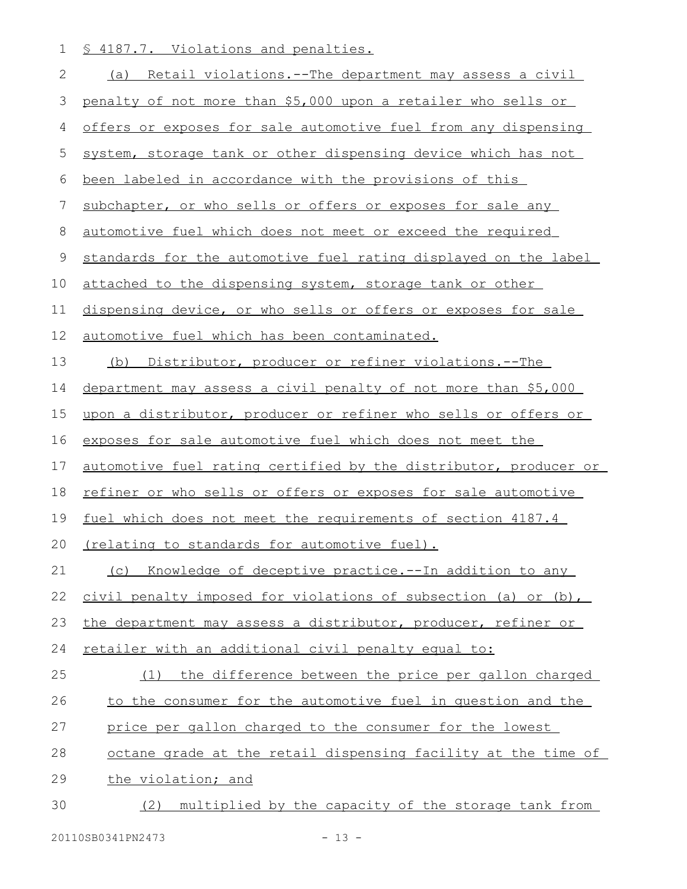§ 4187.7. Violations and penalties.

(a) Retail violations.--The department may assess a civil penalty of not more than $5,000 upon a retailer who sells or offers or exposes for sale automotive fuel from any dispensing system, storage tank or other dispensing device which has not been labeled in accordance with the provisions of this subchapter, or who sells or offers or exposes for sale any automotive fuel which does not meet or exceed the required standards for the automotive fuel rating displayed on the label attached to the dispensing system, storage tank or other dispensing device, or who sells or offers or exposes for sale automotive fuel which has been contaminated.

(b) Distributor, producer or refiner violations.--The department may assess a civil penalty of not more than $5,000 upon a distributor, producer or refiner who sells or offers or exposes for sale automotive fuel which does not meet the automotive fuel rating certified by the distributor, producer or refiner or who sells or offers or exposes for sale automotive fuel which does not meet the requirements of section 4187.4 (relating to standards for automotive fuel).

(c) Knowledge of deceptive practice.--In addition to any civil penalty imposed for violations of subsection (a) or (b), the department may assess a distributor, producer, refiner or retailer with an additional civil penalty equal to:

(1) the difference between the price per gallon charged to the consumer for the automotive fuel in question and the price per gallon charged to the consumer for the lowest octane grade at the retail dispensing facility at the time of the violation; and

(2) multiplied by the capacity of the storage tank from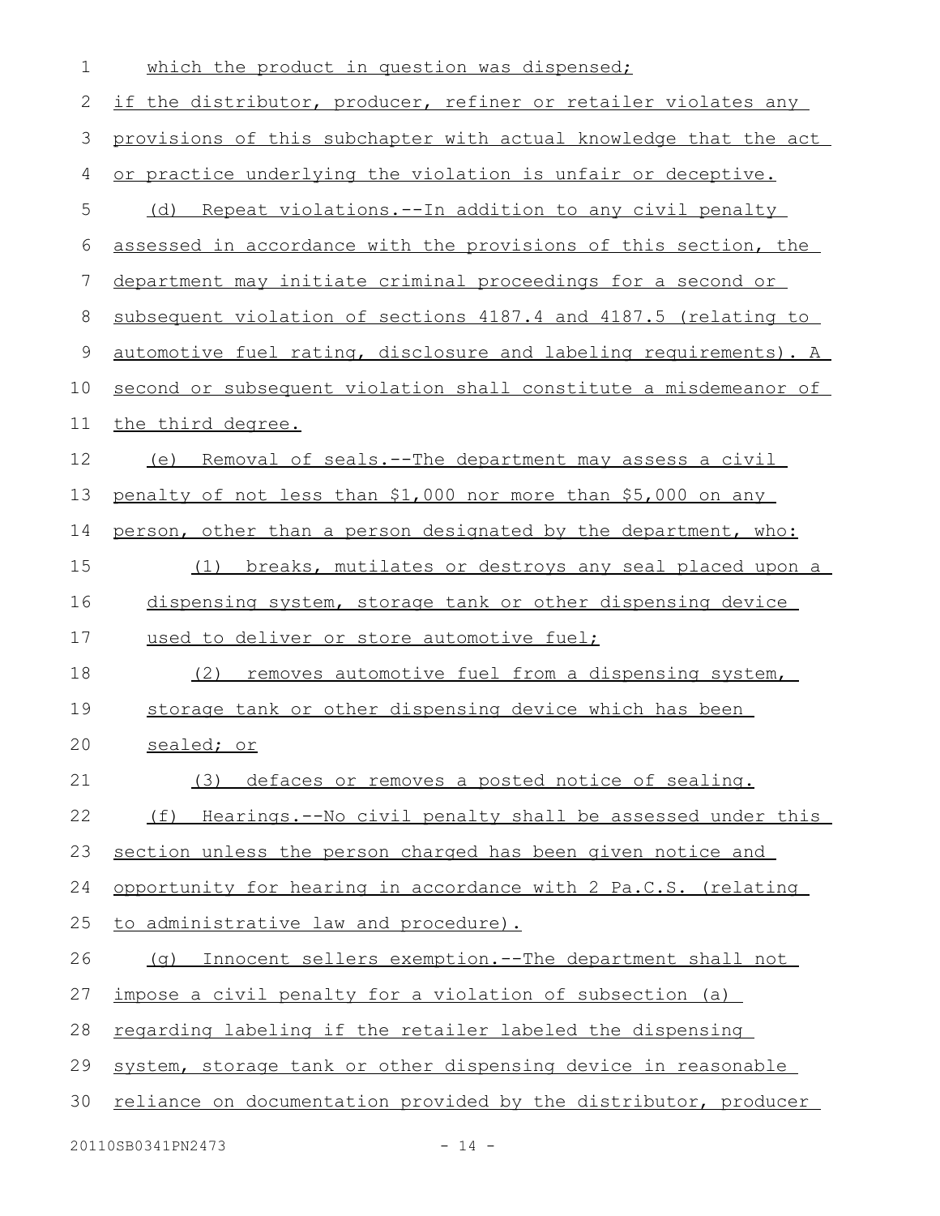which the product in question was dispensed;

if the distributor, producer, refiner or retailer violates any provisions of this subchapter with actual knowledge that the act or practice underlying the violation is unfair or deceptive.

(d) Repeat violations.--In addition to any civil penalty assessed in accordance with the provisions of this section, the department may initiate criminal proceedings for a second or subsequent violation of sections 4187.4 and 4187.5 (relating to automotive fuel rating, disclosure and labeling requirements). A second or subsequent violation shall constitute a misdemeanor of the third degree.

(e) Removal of seals.--The department may assess a civil penalty of not less than $1,000 nor more than $5,000 on any person, other than a person designated by the department, who:

(1) breaks, mutilates or destroys any seal placed upon a dispensing system, storage tank or other dispensing device used to deliver or store automotive fuel;

(2) removes automotive fuel from a dispensing system, storage tank or other dispensing device which has been sealed; or

(3) defaces or removes a posted notice of sealing.

(f) Hearings.--No civil penalty shall be assessed under this section unless the person charged has been given notice and opportunity for hearing in accordance with 2 Pa.C.S. (relating to administrative law and procedure).

(g) Innocent sellers exemption.--The department shall not impose a civil penalty for a violation of subsection (a) regarding labeling if the retailer labeled the dispensing system, storage tank or other dispensing device in reasonable reliance on documentation provided by the distributor, producer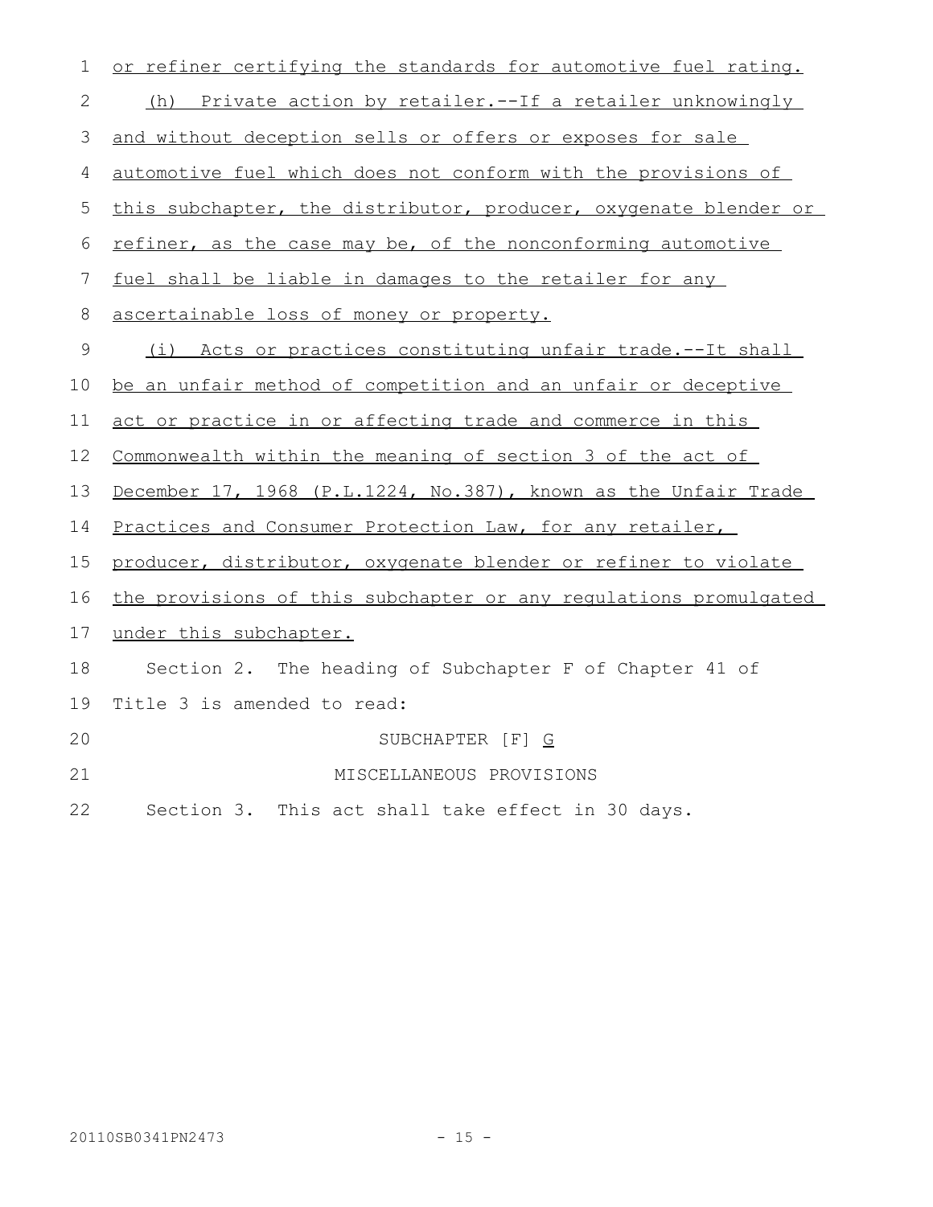or refiner certifying the standards for automotive fuel rating.

(h) Private action by retailer.--If a retailer unknowingly and without deception sells or offers or exposes for sale automotive fuel which does not conform with the provisions of this subchapter, the distributor, producer, oxygenate blender or refiner, as the case may be, of the nonconforming automotive fuel shall be liable in damages to the retailer for any ascertainable loss of money or property.

(i) Acts or practices constituting unfair trade.--It shall be an unfair method of competition and an unfair or deceptive act or practice in or affecting trade and commerce in this Commonwealth within the meaning of section 3 of the act of December 17, 1968 (P.L.1224, No.387), known as the Unfair Trade Practices and Consumer Protection Law, for any retailer, producer, distributor, oxygenate blender or refiner to violate the provisions of this subchapter or any regulations promulgated under this subchapter.

Section 2. The heading of Subchapter F of Chapter 41 of Title 3 is amended to read:

SUBCHAPTER [F] G

MISCELLANEOUS PROVISIONS

Section 3. This act shall take effect in 30 days.